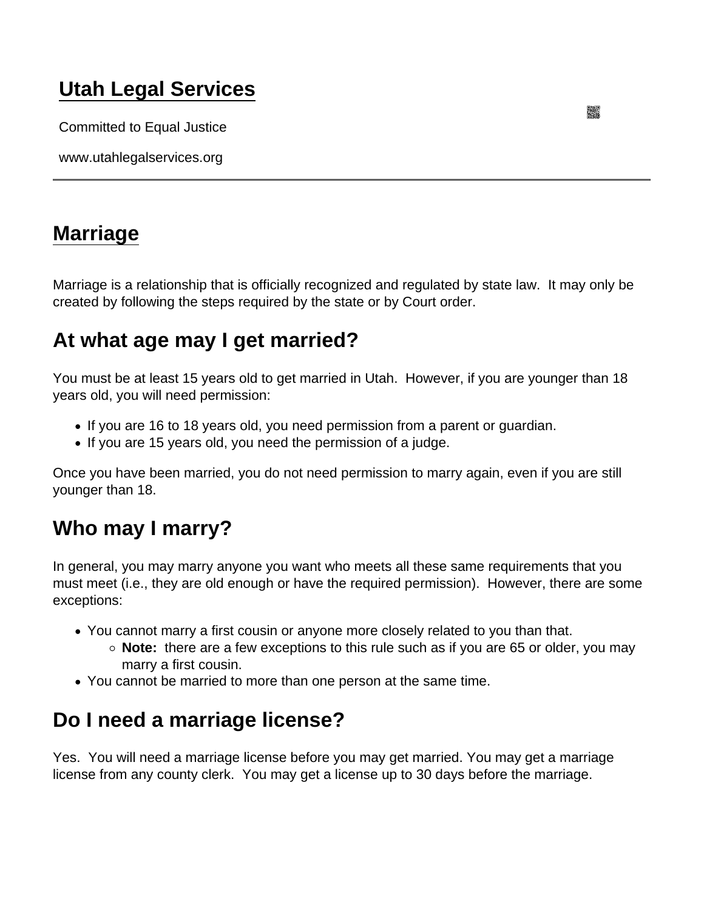# Utah Legal Services

Committed to Equal Justice

www.utahlegalservices.org

---

## Marriage

Marriage is a relationship that is officially recognized and regulated by state law. It may only be created by following the steps required by the state or by Court order.

## At what age may I get married?

You must be at least 15 years old to get married in Utah. However, if you are younger than 18 years old, you will need permission:

- If you are 16 to 18 years old, you need permission from a parent or guardian.
- If you are 15 years old, you need the permission of a judge.

Once you have been married, you do not need permission to marry again, even if you are still younger than 18.

## Who may I marry?

In general, you may marry anyone you want who meets all these same requirements that you must meet (i.e., they are old enough or have the required permission). However, there are some exceptions:

- You cannot marry a first cousin or anyone more closely related to you than that.
  - **Note:** there are a few exceptions to this rule such as if you are 65 or older, you may marry a first cousin.
- You cannot be married to more than one person at the same time.

## Do I need a marriage license?

Yes. You will need a marriage license before you may get married. You may get a marriage license from any county clerk. You may get a license up to 30 days before the marriage.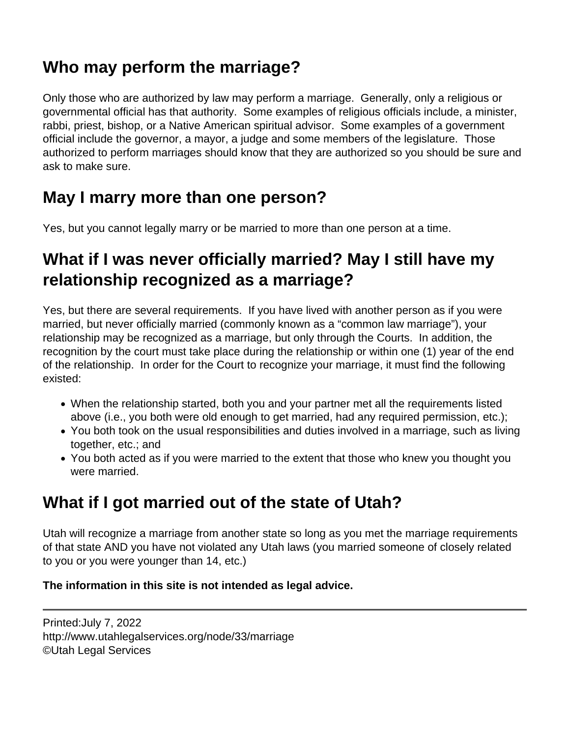## Who may perform the marriage?

Only those who are authorized by law may perform a marriage. Generally, only a religious or governmental official has that authority. Some examples of religious officials include, a minister, rabbi, priest, bishop, or a Native American spiritual advisor. Some examples of a government official include the governor, a mayor, a judge and some members of the legislature. Those authorized to perform marriages should know that they are authorized so you should be sure and ask to make sure.

## May I marry more than one person?

Yes, but you cannot legally marry or be married to more than one person at a time.

## What if I was never officially married? May I still have my relationship recognized as a marriage?

Yes, but there are several requirements. If you have lived with another person as if you were married, but never officially married (commonly known as a "common law marriage"), your relationship may be recognized as a marriage, but only through the Courts. In addition, the recognition by the court must take place during the relationship or within one (1) year of the end of the relationship. In order for the Court to recognize your marriage, it must find the following existed:

- When the relationship started, both you and your partner met all the requirements listed above (i.e., you both were old enough to get married, had any required permission, etc.);
- You both took on the usual responsibilities and duties involved in a marriage, such as living together, etc.; and
- You both acted as if you were married to the extent that those who knew you thought you were married.

## What if I got married out of the state of Utah?

Utah will recognize a marriage from another state so long as you met the marriage requirements of that state AND you have not violated any Utah laws (you married someone of closely related to you or you were younger than 14, etc.)

**The information in this site is not intended as legal advice.**

---

Printed:July 7, 2022
http://www.utahlegalservices.org/node/33/marriage
©Utah Legal Services